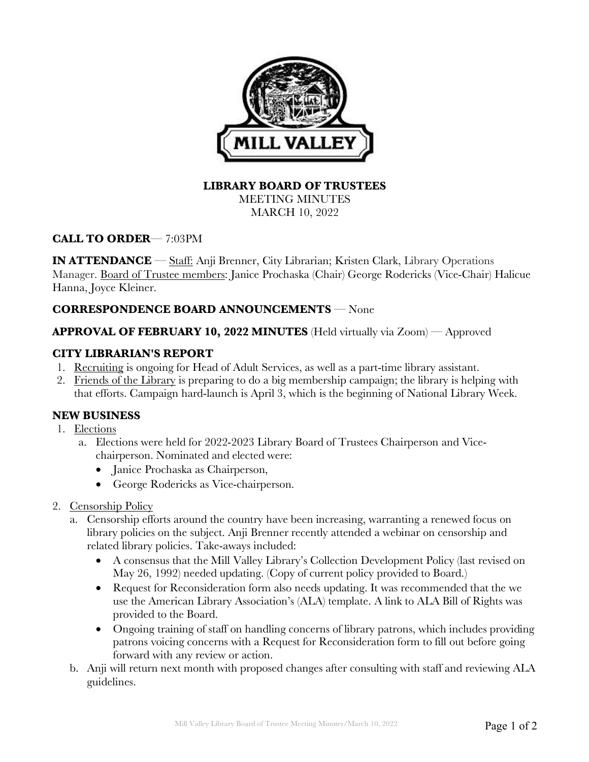# LIBRARY BOARD OF TRUSTEES

MEETING MINUTES

MARCH 10, 2022

**CALL TO ORDER**— 7:03PM

**IN ATTENDANCE** — Staff: Anji Brenner, City Librarian; Kristen Clark, Library Operations Manager. Board of Trustee members: Janice Prochaska (Chair) George Rodericks (Vice-Chair) Halicue Hanna, Joyce Kleiner.

**CORRESPONDENCE BOARD ANNOUNCEMENTS** — None

**APPROVAL OF FEBRUARY 10, 2022 MINUTES** (Held virtually via Zoom) — Approved

## CITY LIBRARIAN'S REPORT

1. Recruiting is ongoing for Head of Adult Services, as well as a part-time library assistant.
2. Friends of the Library is preparing to do a big membership campaign; the library is helping with that efforts. Campaign hard-launch is April 3, which is the beginning of National Library Week.

## NEW BUSINESS

1. Elections
   a. Elections were held for 2022-2023 Library Board of Trustees Chairperson and Vice-chairperson. Nominated and elected were:
      - Janice Prochaska as Chairperson,
      - George Rodericks as Vice-chairperson.
2. Censorship Policy
   a. Censorship efforts around the country have been increasing, warranting a renewed focus on library policies on the subject. Anji Brenner recently attended a webinar on censorship and related library policies. Take-aways included:
      - A consensus that the Mill Valley Library's Collection Development Policy (last revised on May 26, 1992) needed updating. (Copy of current policy provided to Board.)
      - Request for Reconsideration form also needs updating. It was recommended that the we use the American Library Association's (ALA) template. A link to ALA Bill of Rights was provided to the Board.
      - Ongoing training of staff on handling concerns of library patrons, which includes providing patrons voicing concerns with a Request for Reconsideration form to fill out before going forward with any review or action.
   
   b. Anji will return next month with proposed changes after consulting with staff and reviewing ALA guidelines.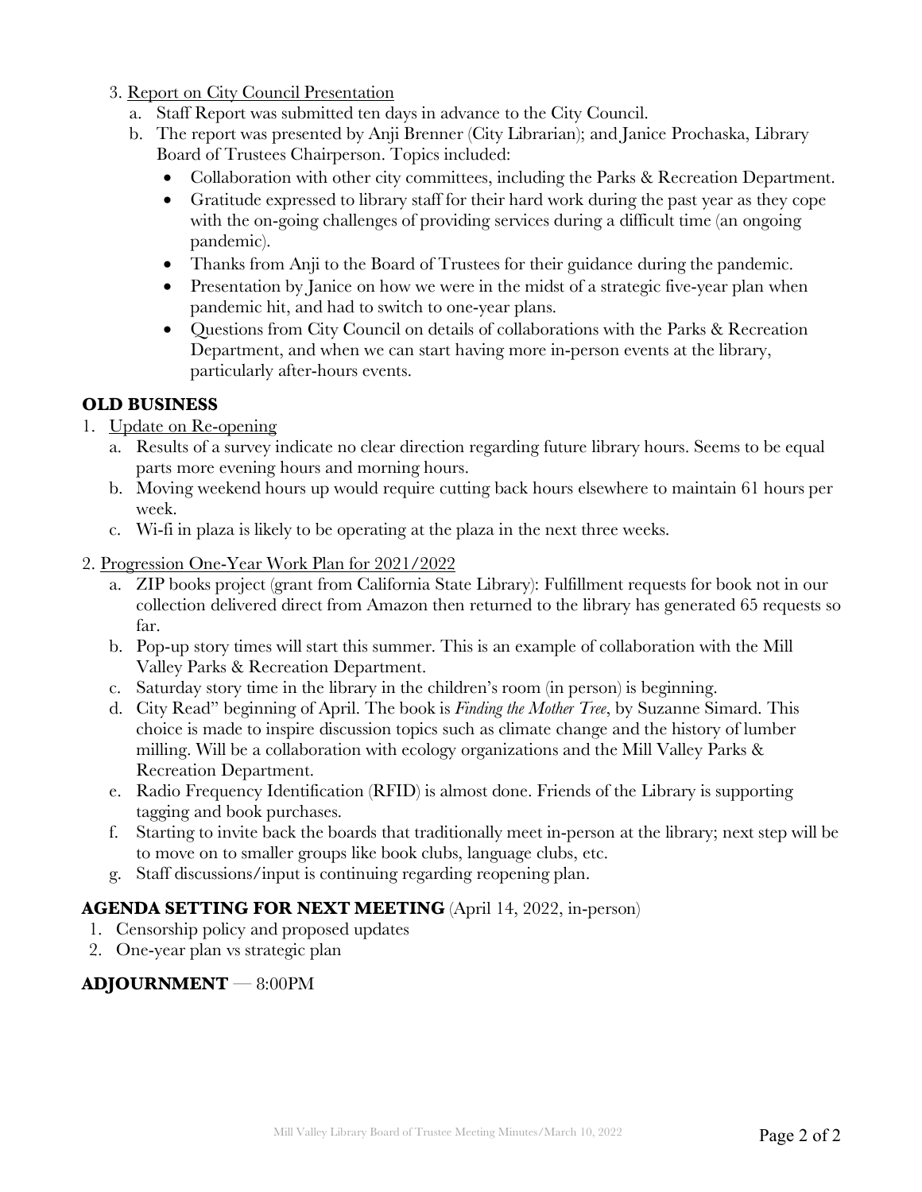3. Report on City Council Presentation
    a. Staff Report was submitted ten days in advance to the City Council.
    b. The report was presented by Anji Brenner (City Librarian); and Janice Prochaska, Library Board of Trustees Chairperson. Topics included:
        - Collaboration with other city committees, including the Parks & Recreation Department.
        - Gratitude expressed to library staff for their hard work during the past year as they cope with the on-going challenges of providing services during a difficult time (an ongoing pandemic).
        - Thanks from Anji to the Board of Trustees for their guidance during the pandemic.
        - Presentation by Janice on how we were in the midst of a strategic five-year plan when pandemic hit, and had to switch to one-year plans.
        - Questions from City Council on details of collaborations with the Parks & Recreation Department, and when we can start having more in-person events at the library, particularly after-hours events.

**OLD BUSINESS**

1. Update on Re-opening
    a. Results of a survey indicate no clear direction regarding future library hours. Seems to be equal parts more evening hours and morning hours.
    b. Moving weekend hours up would require cutting back hours elsewhere to maintain 61 hours per week.
    c. Wi-fi in plaza is likely to be operating at the plaza in the next three weeks.

2. Progression One-Year Work Plan for 2021/2022
    a. ZIP books project (grant from California State Library): Fulfillment requests for book not in our collection delivered direct from Amazon then returned to the library has generated 65 requests so far.
    b. Pop-up story times will start this summer. This is an example of collaboration with the Mill Valley Parks & Recreation Department.
    c. Saturday story time in the library in the children's room (in person) is beginning.
    d. City Read" beginning of April. The book is *Finding the Mother Tree*, by Suzanne Simard. This choice is made to inspire discussion topics such as climate change and the history of lumber milling. Will be a collaboration with ecology organizations and the Mill Valley Parks & Recreation Department.
    e. Radio Frequency Identification (RFID) is almost done. Friends of the Library is supporting tagging and book purchases.
    f. Starting to invite back the boards that traditionally meet in-person at the library; next step will be to move on to smaller groups like book clubs, language clubs, etc.
    g. Staff discussions/input is continuing regarding reopening plan.

**AGENDA SETTING FOR NEXT MEETING** (April 14, 2022, in-person)

1. Censorship policy and proposed updates
2. One-year plan vs strategic plan

**ADJOURNMENT** — 8:00PM